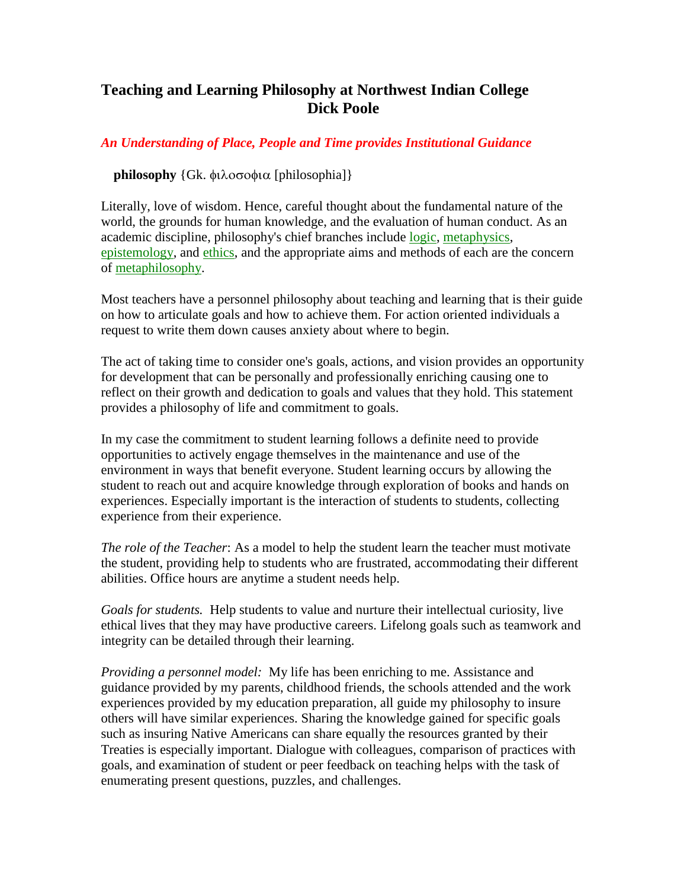# Teaching and Learning Philosophy at Northwest Indian College
## Dick Poole

***An Understanding of Place, People and Time provides Institutional Guidance***

**philosophy** {Gk. φιλοσοφια [philosophia]}

Literally, love of wisdom. Hence, careful thought about the fundamental nature of the world, the grounds for human knowledge, and the evaluation of human conduct. As an academic discipline, philosophy's chief branches include logic, metaphysics, epistemology, and ethics, and the appropriate aims and methods of each are the concern of metaphilosophy.

Most teachers have a personnel philosophy about teaching and learning that is their guide on how to articulate goals and how to achieve them. For action oriented individuals a request to write them down causes anxiety about where to begin.

The act of taking time to consider one's goals, actions, and vision provides an opportunity for development that can be personally and professionally enriching causing one to reflect on their growth and dedication to goals and values that they hold. This statement provides a philosophy of life and commitment to goals.

In my case the commitment to student learning follows a definite need to provide opportunities to actively engage themselves in the maintenance and use of the environment in ways that benefit everyone. Student learning occurs by allowing the student to reach out and acquire knowledge through exploration of books and hands on experiences. Especially important is the interaction of students to students, collecting experience from their experience.

*The role of the Teacher*: As a model to help the student learn the teacher must motivate the student, providing help to students who are frustrated, accommodating their different abilities. Office hours are anytime a student needs help.

*Goals for students.* Help students to value and nurture their intellectual curiosity, live ethical lives that they may have productive careers. Lifelong goals such as teamwork and integrity can be detailed through their learning.

*Providing a personnel model:* My life has been enriching to me. Assistance and guidance provided by my parents, childhood friends, the schools attended and the work experiences provided by my education preparation, all guide my philosophy to insure others will have similar experiences. Sharing the knowledge gained for specific goals such as insuring Native Americans can share equally the resources granted by their Treaties is especially important. Dialogue with colleagues, comparison of practices with goals, and examination of student or peer feedback on teaching helps with the task of enumerating present questions, puzzles, and challenges.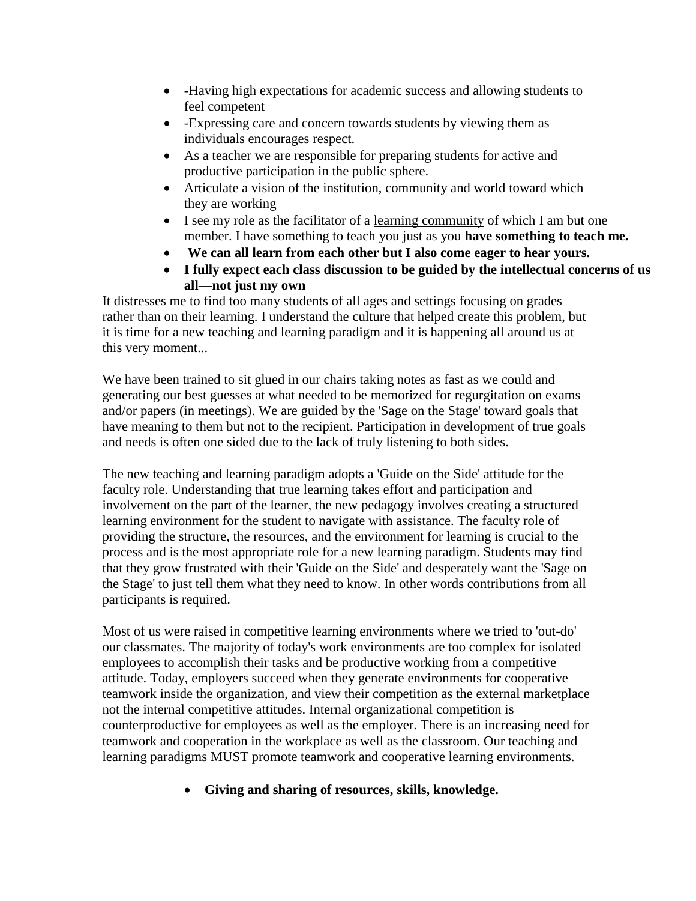- -Having high expectations for academic success and allowing students to feel competent
- -Expressing care and concern towards students by viewing them as individuals encourages respect.
- As a teacher we are responsible for preparing students for active and productive participation in the public sphere.
- Articulate a vision of the institution, community and world toward which they are working
- I see my role as the facilitator of a learning community of which I am but one member. I have something to teach you just as you **have something to teach me.**
- **We can all learn from each other but I also come eager to hear yours.**
- **I fully expect each class discussion to be guided by the intellectual concerns of us all—not just my own**

It distresses me to find too many students of all ages and settings focusing on grades rather than on their learning. I understand the culture that helped create this problem, but it is time for a new teaching and learning paradigm and it is happening all around us at this very moment...

We have been trained to sit glued in our chairs taking notes as fast as we could and generating our best guesses at what needed to be memorized for regurgitation on exams and/or papers (in meetings). We are guided by the 'Sage on the Stage' toward goals that have meaning to them but not to the recipient. Participation in development of true goals and needs is often one sided due to the lack of truly listening to both sides.

The new teaching and learning paradigm adopts a 'Guide on the Side' attitude for the faculty role. Understanding that true learning takes effort and participation and involvement on the part of the learner, the new pedagogy involves creating a structured learning environment for the student to navigate with assistance. The faculty role of providing the structure, the resources, and the environment for learning is crucial to the process and is the most appropriate role for a new learning paradigm. Students may find that they grow frustrated with their 'Guide on the Side' and desperately want the 'Sage on the Stage' to just tell them what they need to know. In other words contributions from all participants is required.

Most of us were raised in competitive learning environments where we tried to 'out-do' our classmates. The majority of today's work environments are too complex for isolated employees to accomplish their tasks and be productive working from a competitive attitude. Today, employers succeed when they generate environments for cooperative teamwork inside the organization, and view their competition as the external marketplace not the internal competitive attitudes. Internal organizational competition is counterproductive for employees as well as the employer. There is an increasing need for teamwork and cooperation in the workplace as well as the classroom. Our teaching and learning paradigms MUST promote teamwork and cooperative learning environments.

- **Giving and sharing of resources, skills, knowledge.**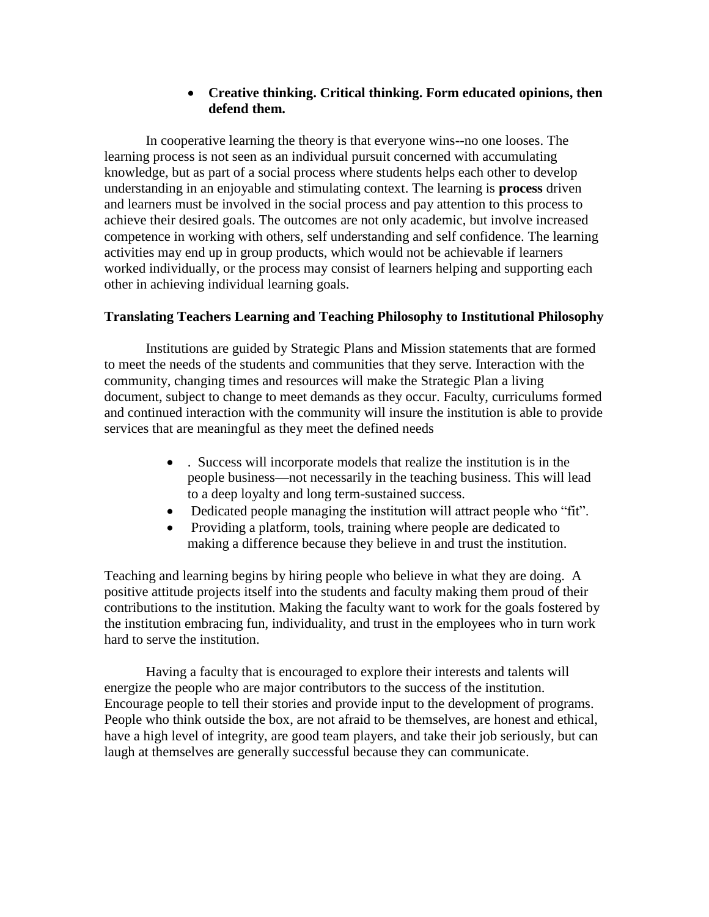- **Creative thinking. Critical thinking. Form educated opinions, then defend them.**

In cooperative learning the theory is that everyone wins--no one looses. The learning process is not seen as an individual pursuit concerned with accumulating knowledge, but as part of a social process where students helps each other to develop understanding in an enjoyable and stimulating context. The learning is **process** driven and learners must be involved in the social process and pay attention to this process to achieve their desired goals. The outcomes are not only academic, but involve increased competence in working with others, self understanding and self confidence. The learning activities may end up in group products, which would not be achievable if learners worked individually, or the process may consist of learners helping and supporting each other in achieving individual learning goals.

**Translating Teachers Learning and Teaching Philosophy to Institutional Philosophy**

Institutions are guided by Strategic Plans and Mission statements that are formed to meet the needs of the students and communities that they serve. Interaction with the community, changing times and resources will make the Strategic Plan a living document, subject to change to meet demands as they occur. Faculty, curriculums formed and continued interaction with the community will insure the institution is able to provide services that are meaningful as they meet the defined needs

- . Success will incorporate models that realize the institution is in the people business—not necessarily in the teaching business. This will lead to a deep loyalty and long term-sustained success.
- Dedicated people managing the institution will attract people who "fit".
- Providing a platform, tools, training where people are dedicated to making a difference because they believe in and trust the institution.

Teaching and learning begins by hiring people who believe in what they are doing. A positive attitude projects itself into the students and faculty making them proud of their contributions to the institution. Making the faculty want to work for the goals fostered by the institution embracing fun, individuality, and trust in the employees who in turn work hard to serve the institution.

Having a faculty that is encouraged to explore their interests and talents will energize the people who are major contributors to the success of the institution. Encourage people to tell their stories and provide input to the development of programs. People who think outside the box, are not afraid to be themselves, are honest and ethical, have a high level of integrity, are good team players, and take their job seriously, but can laugh at themselves are generally successful because they can communicate.